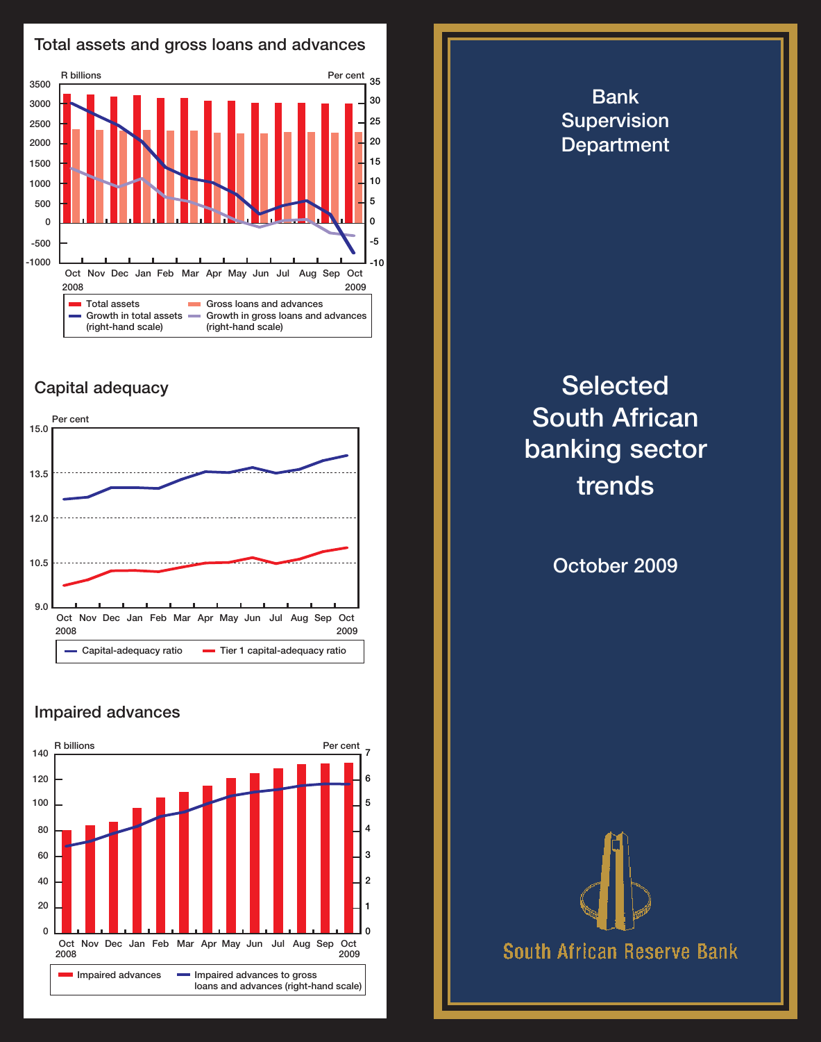# Bank Supervision Department

# Selected South African banking sector trends

October 2009

South African Reserve Bank

## Total assets and gross loans and advances

R billions | Per cent

Oct 2008 – Oct 2009

- Total assets
- Gross loans and advances
- Growth in total assets (right-hand scale)
- Growth in gross loans and advances (right-hand scale)

## Capital adequacy

Per cent

Oct 2008 – Oct 2009

- Capital-adequacy ratio
- Tier 1 capital-adequacy ratio

## Impaired advances

R billions | Per cent

Oct 2008 – Oct 2009

- Impaired advances
- Impaired advances to gross loans and advances (right-hand scale)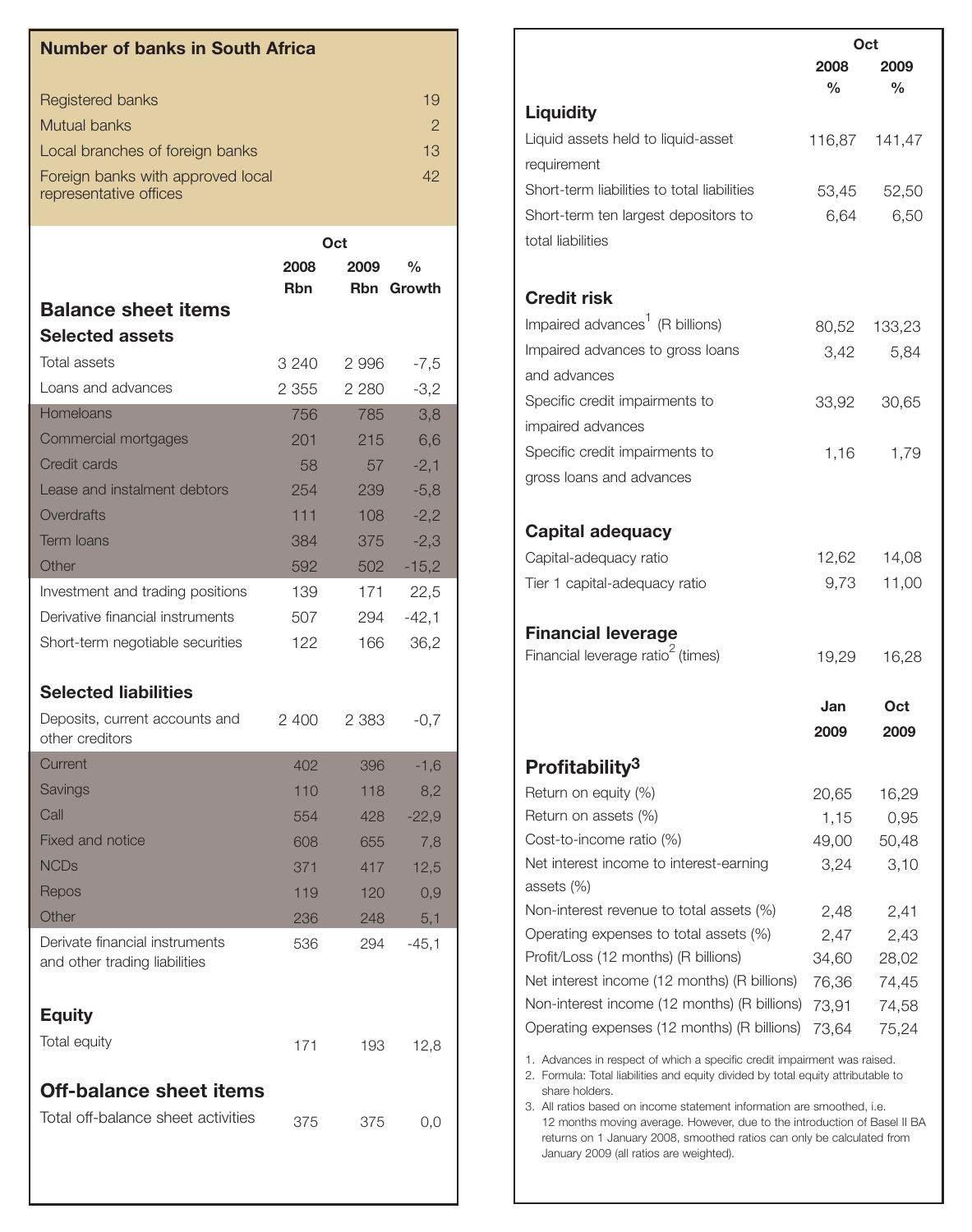## Number of banks in South Africa

| | |
|---|---|
| Registered banks | 19 |
| Mutual banks | 2 |
| Local branches of foreign banks | 13 |
| Foreign banks with approved local representative offices | 42 |

| | Oct 2008 Rbn | Oct 2009 Rbn | % Growth |
|---|---|---|---|
| **Balance sheet items** | | | |
| **Selected assets** | | | |
| Total assets | 3 240 | 2 996 | -7,5 |
| Loans and advances | 2 355 | 2 280 | -3,2 |
| Homeloans | 756 | 785 | 3,8 |
| Commercial mortgages | 201 | 215 | 6,6 |
| Credit cards | 58 | 57 | -2,1 |
| Lease and instalment debtors | 254 | 239 | -5,8 |
| Overdrafts | 111 | 108 | -2,2 |
| Term loans | 384 | 375 | -2,3 |
| Other | 592 | 502 | -15,2 |
| Investment and trading positions | 139 | 171 | 22,5 |
| Derivative financial instruments | 507 | 294 | -42,1 |
| Short-term negotiable securities | 122 | 166 | 36,2 |
| **Selected liabilities** | | | |
| Deposits, current accounts and other creditors | 2 400 | 2 383 | -0,7 |
| Current | 402 | 396 | -1,6 |
| Savings | 110 | 118 | 8,2 |
| Call | 554 | 428 | -22,9 |
| Fixed and notice | 608 | 655 | 7,8 |
| NCDs | 371 | 417 | 12,5 |
| Repos | 119 | 120 | 0,9 |
| Other | 236 | 248 | 5,1 |
| Derivate financial instruments and other trading liabilities | 536 | 294 | -45,1 |
| **Equity** | | | |
| Total equity | 171 | 193 | 12,8 |
| **Off-balance sheet items** | | | |
| Total off-balance sheet activities | 375 | 375 | 0,0 |

| | Oct 2008 % | Oct 2009 % |
|---|---|---|
| **Liquidity** | | |
| Liquid assets held to liquid-asset requirement | 116,87 | 141,47 |
| Short-term liabilities to total liabilities | 53,45 | 52,50 |
| Short-term ten largest depositors to total liabilities | 6,64 | 6,50 |
| **Credit risk** | | |
| Impaired advances[1] (R billions) | 80,52 | 133,23 |
| Impaired advances to gross loans and advances | 3,42 | 5,84 |
| Specific credit impairments to impaired advances | 33,92 | 30,65 |
| Specific credit impairments to gross loans and advances | 1,16 | 1,79 |
| **Capital adequacy** | | |
| Capital-adequacy ratio | 12,62 | 14,08 |
| Tier 1 capital-adequacy ratio | 9,73 | 11,00 |
| **Financial leverage** | | |
| Financial leverage ratio[2] (times) | 19,29 | 16,28 |

| | Jan 2009 | Oct 2009 |
|---|---|---|
| **Profitability[3]** | | |
| Return on equity (%) | 20,65 | 16,29 |
| Return on assets (%) | 1,15 | 0,95 |
| Cost-to-income ratio (%) | 49,00 | 50,48 |
| Net interest income to interest-earning assets (%) | 3,24 | 3,10 |
| Non-interest revenue to total assets (%) | 2,48 | 2,41 |
| Operating expenses to total assets (%) | 2,47 | 2,43 |
| Profit/Loss (12 months) (R billions) | 34,60 | 28,02 |
| Net interest income (12 months) (R billions) | 76,36 | 74,45 |
| Non-interest income (12 months) (R billions) | 73,91 | 74,58 |
| Operating expenses (12 months) (R billions) | 73,64 | 75,24 |

1. Advances in respect of which a specific credit impairment was raised.
2. Formula: Total liabilities and equity divided by total equity attributable to share holders.
3. All ratios based on income statement information are smoothed, i.e. 12 months moving average. However, due to the introduction of Basel II BA returns on 1 January 2008, smoothed ratios can only be calculated from January 2009 (all ratios are weighted).